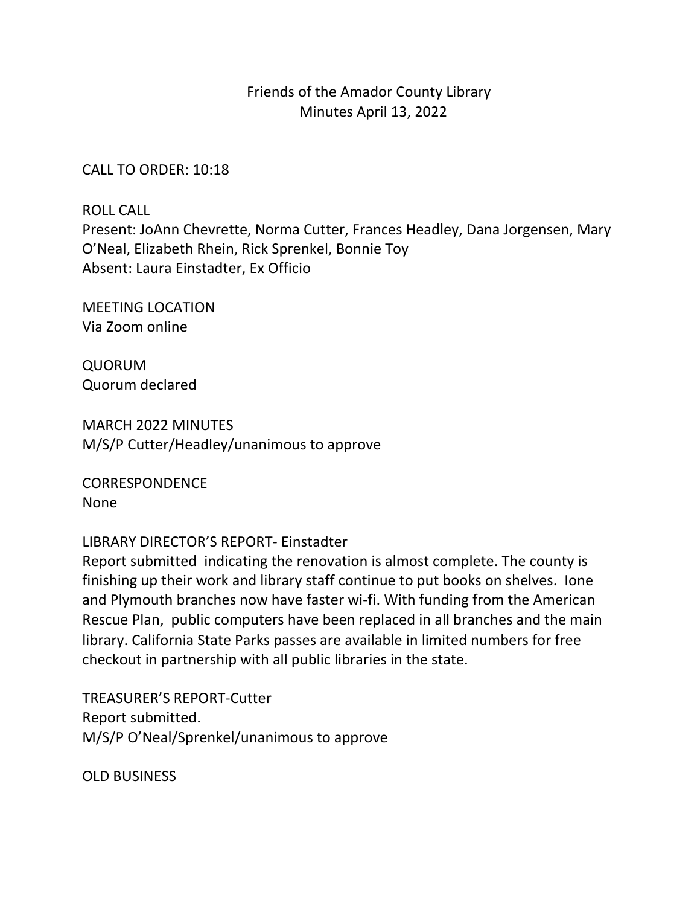# Friends of the Amador County Library
## Minutes April 13, 2022

CALL TO ORDER: 10:18

ROLL CALL

Present: JoAnn Chevrette, Norma Cutter, Frances Headley, Dana Jorgensen, Mary O'Neal, Elizabeth Rhein, Rick Sprenkel, Bonnie Toy

Absent: Laura Einstadter, Ex Officio

MEETING LOCATION

Via Zoom online

QUORUM

Quorum declared

MARCH 2022 MINUTES

M/S/P Cutter/Headley/unanimous to approve

CORRESPONDENCE

None

LIBRARY DIRECTOR'S REPORT- Einstadter

Report submitted indicating the renovation is almost complete. The county is finishing up their work and library staff continue to put books on shelves. Ione and Plymouth branches now have faster wi-fi. With funding from the American Rescue Plan, public computers have been replaced in all branches and the main library. California State Parks passes are available in limited numbers for free checkout in partnership with all public libraries in the state.

TREASURER'S REPORT-Cutter

Report submitted.

M/S/P O'Neal/Sprenkel/unanimous to approve

OLD BUSINESS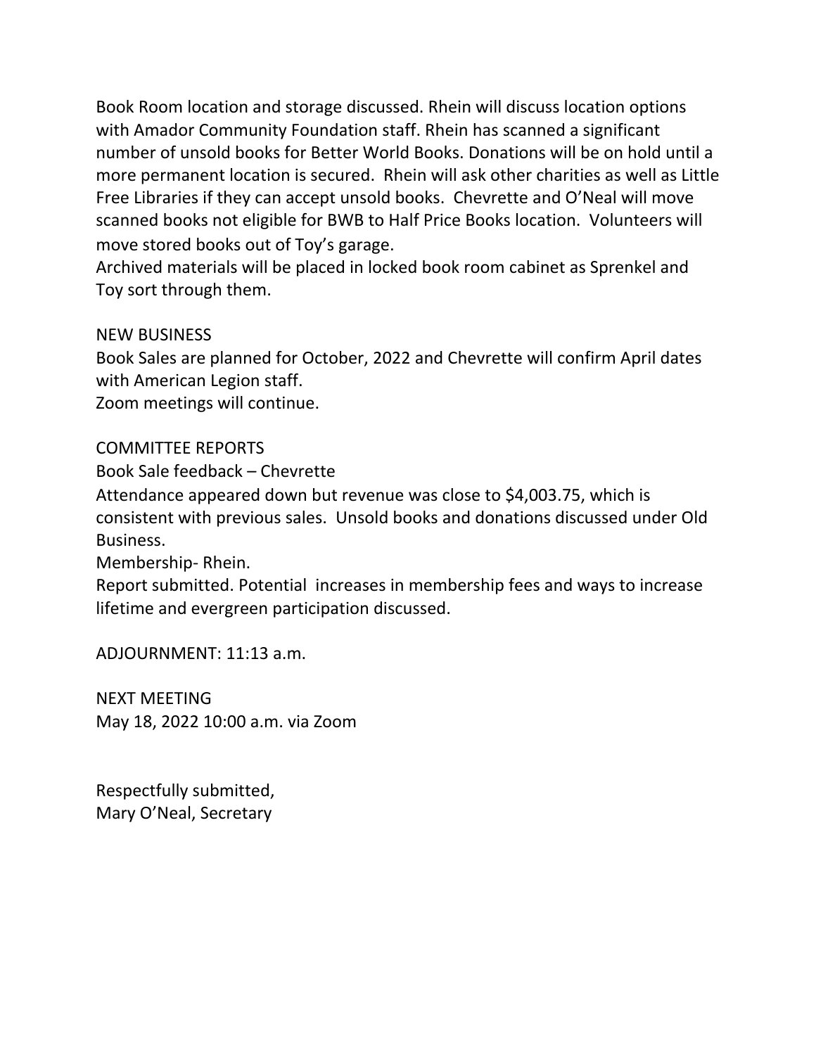Book Room location and storage discussed. Rhein will discuss location options with Amador Community Foundation staff. Rhein has scanned a significant number of unsold books for Better World Books. Donations will be on hold until a more permanent location is secured. Rhein will ask other charities as well as Little Free Libraries if they can accept unsold books. Chevrette and O'Neal will move scanned books not eligible for BWB to Half Price Books location. Volunteers will move stored books out of Toy's garage.
Archived materials will be placed in locked book room cabinet as Sprenkel and Toy sort through them.

NEW BUSINESS
Book Sales are planned for October, 2022 and Chevrette will confirm April dates with American Legion staff.
Zoom meetings will continue.

COMMITTEE REPORTS
Book Sale feedback – Chevrette
Attendance appeared down but revenue was close to $4,003.75, which is consistent with previous sales. Unsold books and donations discussed under Old Business.
Membership- Rhein.
Report submitted. Potential increases in membership fees and ways to increase lifetime and evergreen participation discussed.

ADJOURNMENT: 11:13 a.m.

NEXT MEETING
May 18, 2022 10:00 a.m. via Zoom

Respectfully submitted,
Mary O'Neal, Secretary